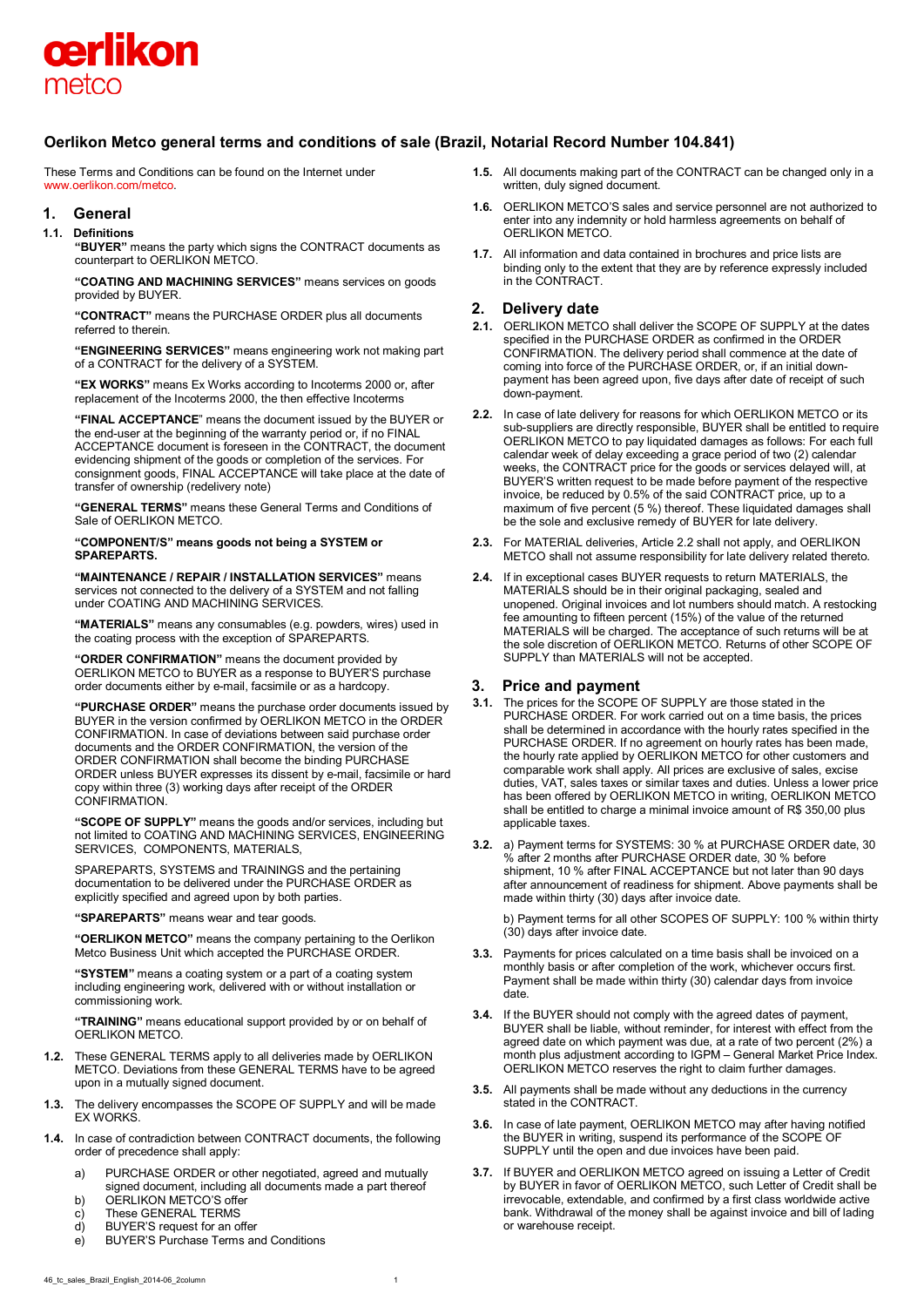oerlikon
metco

# Oerlikon Metco general terms and conditions of sale (Brazil, Notarial Record Number 104.841)

These Terms and Conditions can be found on the Internet under www.oerlikon.com/metco.

## 1. General

**1.1. Definitions**

**"BUYER"** means the party which signs the CONTRACT documents as counterpart to OERLIKON METCO.

**"COATING AND MACHINING SERVICES"** means services on goods provided by BUYER.

**"CONTRACT"** means the PURCHASE ORDER plus all documents referred to therein.

**"ENGINEERING SERVICES"** means engineering work not making part of a CONTRACT for the delivery of a SYSTEM.

**"EX WORKS"** means Ex Works according to Incoterms 2000 or, after replacement of the Incoterms 2000, the then effective Incoterms

**"FINAL ACCEPTANCE**" means the document issued by the BUYER or the end-user at the beginning of the warranty period or, if no FINAL ACCEPTANCE document is foreseen in the CONTRACT, the document evidencing shipment of the goods or completion of the services. For consignment goods, FINAL ACCEPTANCE will take place at the date of transfer of ownership (redelivery note)

**"GENERAL TERMS"** means these General Terms and Conditions of Sale of OERLIKON METCO.

**"COMPONENT/S" means goods not being a SYSTEM or SPAREPARTS.**

**"MAINTENANCE / REPAIR / INSTALLATION SERVICES"** means services not connected to the delivery of a SYSTEM and not falling under COATING AND MACHINING SERVICES.

**"MATERIALS"** means any consumables (e.g. powders, wires) used in the coating process with the exception of SPAREPARTS.

**"ORDER CONFIRMATION"** means the document provided by OERLIKON METCO to BUYER as a response to BUYER'S purchase order documents either by e-mail, facsimile or as a hardcopy.

**"PURCHASE ORDER"** means the purchase order documents issued by BUYER in the version confirmed by OERLIKON METCO in the ORDER CONFIRMATION. In case of deviations between said purchase order documents and the ORDER CONFIRMATION, the version of the ORDER CONFIRMATION shall become the binding PURCHASE ORDER unless BUYER expresses its dissent by e-mail, facsimile or hard copy within three (3) working days after receipt of the ORDER CONFIRMATION.

**"SCOPE OF SUPPLY"** means the goods and/or services, including but not limited to COATING AND MACHINING SERVICES, ENGINEERING SERVICES, COMPONENTS, MATERIALS,

SPAREPARTS, SYSTEMS and TRAININGS and the pertaining documentation to be delivered under the PURCHASE ORDER as explicitly specified and agreed upon by both parties.

**"SPAREPARTS"** means wear and tear goods.

**"OERLIKON METCO"** means the company pertaining to the Oerlikon Metco Business Unit which accepted the PURCHASE ORDER.

**"SYSTEM"** means a coating system or a part of a coating system including engineering work, delivered with or without installation or commissioning work.

**"TRAINING"** means educational support provided by or on behalf of OERLIKON METCO.

**1.2.** These GENERAL TERMS apply to all deliveries made by OERLIKON METCO. Deviations from these GENERAL TERMS have to be agreed upon in a mutually signed document.

**1.3.** The delivery encompasses the SCOPE OF SUPPLY and will be made EX WORKS.

**1.4.** In case of contradiction between CONTRACT documents, the following order of precedence shall apply:

a) PURCHASE ORDER or other negotiated, agreed and mutually signed document, including all documents made a part thereof
b) OERLIKON METCO'S offer
c) These GENERAL TERMS
d) BUYER'S request for an offer
e) BUYER'S Purchase Terms and Conditions

**1.5.** All documents making part of the CONTRACT can be changed only in a written, duly signed document.

**1.6.** OERLIKON METCO'S sales and service personnel are not authorized to enter into any indemnity or hold harmless agreements on behalf of OERLIKON METCO.

**1.7.** All information and data contained in brochures and price lists are binding only to the extent that they are by reference expressly included in the CONTRACT.

## 2. Delivery date

**2.1.** OERLIKON METCO shall deliver the SCOPE OF SUPPLY at the dates specified in the PURCHASE ORDER as confirmed in the ORDER CONFIRMATION. The delivery period shall commence at the date of coming into force of the PURCHASE ORDER, or, if an initial down-payment has been agreed upon, five days after date of receipt of such down-payment.

**2.2.** In case of late delivery for reasons for which OERLIKON METCO or its sub-suppliers are directly responsible, BUYER shall be entitled to require OERLIKON METCO to pay liquidated damages as follows: For each full calendar week of delay exceeding a grace period of two (2) calendar weeks, the CONTRACT price for the goods or services delayed will, at BUYER'S written request to be made before payment of the respective invoice, be reduced by 0.5% of the said CONTRACT price, up to a maximum of five percent (5 %) thereof. These liquidated damages shall be the sole and exclusive remedy of BUYER for late delivery.

**2.3.** For MATERIAL deliveries, Article 2.2 shall not apply, and OERLIKON METCO shall not assume responsibility for late delivery related thereto.

**2.4.** If in exceptional cases BUYER requests to return MATERIALS, the MATERIALS should be in their original packaging, sealed and unopened. Original invoices and lot numbers should match. A restocking fee amounting to fifteen percent (15%) of the value of the returned MATERIALS will be charged. The acceptance of such returns will be at the sole discretion of OERLIKON METCO. Returns of other SCOPE OF SUPPLY than MATERIALS will not be accepted.

## 3. Price and payment

**3.1.** The prices for the SCOPE OF SUPPLY are those stated in the PURCHASE ORDER. For work carried out on a time basis, the prices shall be determined in accordance with the hourly rates specified in the PURCHASE ORDER. If no agreement on hourly rates has been made, the hourly rate applied by OERLIKON METCO for other customers and comparable work shall apply. All prices are exclusive of sales, excise duties, VAT, sales taxes or similar taxes and duties. Unless a lower price has been offered by OERLIKON METCO in writing, OERLIKON METCO shall be entitled to charge a minimal invoice amount of R$ 350,00 plus applicable taxes.

**3.2.** a) Payment terms for SYSTEMS: 30 % at PURCHASE ORDER date, 30 % after 2 months after PURCHASE ORDER date, 30 % before shipment, 10 % after FINAL ACCEPTANCE but not later than 90 days after announcement of readiness for shipment. Above payments shall be made within thirty (30) days after invoice date.

b) Payment terms for all other SCOPES OF SUPPLY: 100 % within thirty (30) days after invoice date.

**3.3.** Payments for prices calculated on a time basis shall be invoiced on a monthly basis or after completion of the work, whichever occurs first. Payment shall be made within thirty (30) calendar days from invoice date.

**3.4.** If the BUYER should not comply with the agreed dates of payment, BUYER shall be liable, without reminder, for interest with effect from the agreed date on which payment was due, at a rate of two percent (2%) a month plus adjustment according to IGPM – General Market Price Index. OERLIKON METCO reserves the right to claim further damages.

**3.5.** All payments shall be made without any deductions in the currency stated in the CONTRACT.

**3.6.** In case of late payment, OERLIKON METCO may after having notified the BUYER in writing, suspend its performance of the SCOPE OF SUPPLY until the open and due invoices have been paid.

**3.7.** If BUYER and OERLIKON METCO agreed on issuing a Letter of Credit by BUYER in favor of OERLIKON METCO, such Letter of Credit shall be irrevocable, extendable, and confirmed by a first class worldwide active bank. Withdrawal of the money shall be against invoice and bill of lading or warehouse receipt.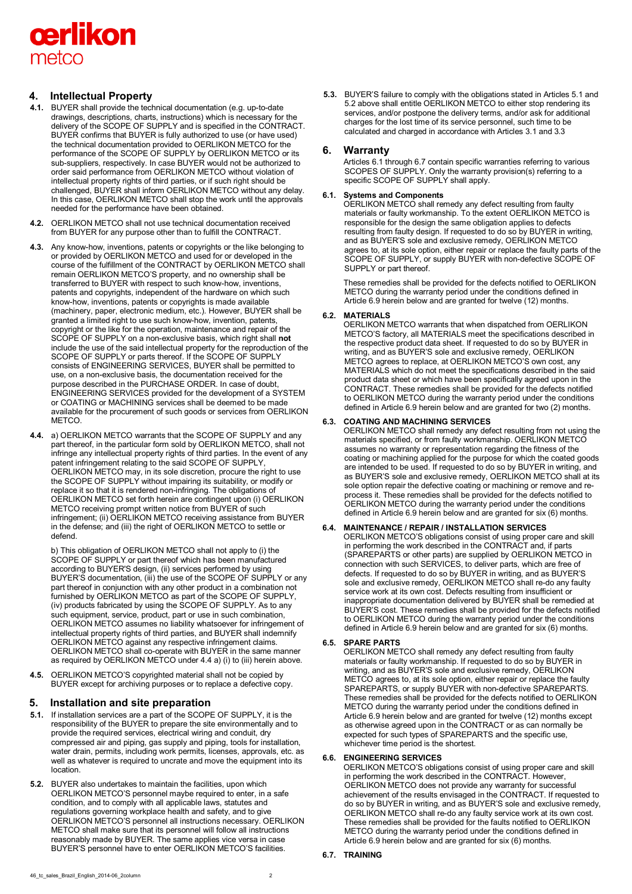## 4. Intellectual Property

**4.1.** BUYER shall provide the technical documentation (e.g. up-to-date drawings, descriptions, charts, instructions) which is necessary for the delivery of the SCOPE OF SUPPLY and is specified in the CONTRACT. BUYER confirms that BUYER is fully authorized to use (or have used) the technical documentation provided to OERLIKON METCO for the performance of the SCOPE OF SUPPLY by OERLIKON METCO or its sub-suppliers, respectively. In case BUYER would not be authorized to order said performance from OERLIKON METCO without violation of intellectual property rights of third parties, or if such right should be challenged, BUYER shall inform OERLIKON METCO without any delay. In this case, OERLIKON METCO shall stop the work until the approvals needed for the performance have been obtained.

**4.2.** OERLIKON METCO shall not use technical documentation received from BUYER for any purpose other than to fulfill the CONTRACT.

**4.3.** Any know-how, inventions, patents or copyrights or the like belonging to or provided by OERLIKON METCO and used for or developed in the course of the fulfillment of the CONTRACT by OERLIKON METCO shall remain OERLIKON METCO'S property, and no ownership shall be transferred to BUYER with respect to such know-how, inventions, patents and copyrights, independent of the hardware on which such know-how, inventions, patents or copyrights is made available (machinery, paper, electronic medium, etc.). However, BUYER shall be granted a limited right to use such know-how, invention, patent, copyright or the like for the operation, maintenance and repair of the SCOPE OF SUPPLY on a non-exclusive basis, which right shall **not** include the use of the said intellectual property for the reproduction of the SCOPE OF SUPPLY or parts thereof. If the SCOPE OF SUPPLY consists of ENGINEERING SERVICES, BUYER shall be permitted to use, on a non-exclusive basis, the documentation received for the purpose described in the PURCHASE ORDER. In case of doubt, ENGINEERING SERVICES provided for the development of a SYSTEM or COATING or MACHINING services shall be deemed to be made available for the procurement of such goods or services from OERLIKON METCO.

**4.4.** a) OERLIKON METCO warrants that the SCOPE OF SUPPLY and any part thereof, in the particular form sold by OERLIKON METCO, shall not infringe any intellectual property rights of third parties. In the event of any patent infringement relating to the said SCOPE OF SUPPLY, OERLIKON METCO may, in its sole discretion, procure the right to use the SCOPE OF SUPPLY without impairing its suitability, or modify or replace it so that it is rendered non-infringing. The obligations of OERLIKON METCO set forth herein are contingent upon (i) OERLIKON METCO receiving prompt written notice from BUYER of such infringement; (ii) OERLIKON METCO receiving assistance from BUYER in the defense; and (iii) the right of OERLIKON METCO to settle or defend.

b) This obligation of OERLIKON METCO shall not apply to (i) the SCOPE OF SUPPLY or part thereof which has been manufactured according to BUYER'S design, (ii) services performed by using BUYER'S documentation, (iii) the use of the SCOPE OF SUPPLY or any part thereof in conjunction with any other product in a combination not furnished by OERLIKON METCO as part of the SCOPE OF SUPPLY, (iv) products fabricated by using the SCOPE OF SUPPLY. As to any such equipment, service, product, part or use in such combination, OERLIKON METCO assumes no liability whatsoever for infringement of intellectual property rights of third parties, and BUYER shall indemnify OERLIKON METCO against any respective infringement claims. OERLIKON METCO shall co-operate with BUYER in the same manner as required by OERLIKON METCO under 4.4 a) (i) to (iii) herein above.

**4.5.** OERLIKON METCO'S copyrighted material shall not be copied by BUYER except for archiving purposes or to replace a defective copy.

## 5. Installation and site preparation

**5.1.** If installation services are a part of the SCOPE OF SUPPLY, it is the responsibility of the BUYER to prepare the site environmentally and to provide the required services, electrical wiring and conduit, dry compressed air and piping, gas supply and piping, tools for installation, water drain, permits, including work permits, licenses, approvals, etc. as well as whatever is required to uncrate and move the equipment into its location.

**5.2.** BUYER also undertakes to maintain the facilities, upon which OERLIKON METCO'S personnel maybe required to enter, in a safe condition, and to comply with all applicable laws, statutes and regulations governing workplace health and safety, and to give OERLIKON METCO'S personnel all instructions necessary. OERLIKON METCO shall make sure that its personnel will follow all instructions reasonably made by BUYER. The same applies vice versa in case BUYER'S personnel have to enter OERLIKON METCO'S facilities.

**5.3.** BUYER'S failure to comply with the obligations stated in Articles 5.1 and 5.2 above shall entitle OERLIKON METCO to either stop rendering its services, and/or postpone the delivery terms, and/or ask for additional charges for the lost time of its service personnel, such time to be calculated and charged in accordance with Articles 3.1 and 3.3

## 6. Warranty

Articles 6.1 through 6.7 contain specific warranties referring to various SCOPES OF SUPPLY. Only the warranty provision(s) referring to a specific SCOPE OF SUPPLY shall apply.

### 6.1. Systems and Components

OERLIKON METCO shall remedy any defect resulting from faulty materials or faulty workmanship. To the extent OERLIKON METCO is responsible for the design the same obligation applies to defects resulting from faulty design. If requested to do so by BUYER in writing, and as BUYER'S sole and exclusive remedy, OERLIKON METCO agrees to, at its sole option, either repair or replace the faulty parts of the SCOPE OF SUPPLY, or supply BUYER with non-defective SCOPE OF SUPPLY or part thereof.

These remedies shall be provided for the defects notified to OERLIKON METCO during the warranty period under the conditions defined in Article 6.9 herein below and are granted for twelve (12) months.

### 6.2. MATERIALS

OERLIKON METCO warrants that when dispatched from OERLIKON METCO'S factory, all MATERIALS meet the specifications described in the respective product data sheet. If requested to do so by BUYER in writing, and as BUYER'S sole and exclusive remedy, OERLIKON METCO agrees to replace, at OERLIKON METCO'S own cost, any MATERIALS which do not meet the specifications described in the said product data sheet or which have been specifically agreed upon in the CONTRACT. These remedies shall be provided for the defects notified to OERLIKON METCO during the warranty period under the conditions defined in Article 6.9 herein below and are granted for two (2) months.

### 6.3. COATING AND MACHINING SERVICES

OERLIKON METCO shall remedy any defect resulting from not using the materials specified, or from faulty workmanship. OERLIKON METCO assumes no warranty or representation regarding the fitness of the coating or machining applied for the purpose for which the coated goods are intended to be used. If requested to do so by BUYER in writing, and as BUYER'S sole and exclusive remedy, OERLIKON METCO shall at its sole option repair the defective coating or machining or remove and re-process it. These remedies shall be provided for the defects notified to OERLIKON METCO during the warranty period under the conditions defined in Article 6.9 herein below and are granted for six (6) months.

### 6.4. MAINTENANCE / REPAIR / INSTALLATION SERVICES

OERLIKON METCO'S obligations consist of using proper care and skill in performing the work described in the CONTRACT and, if parts (SPAREPARTS or other parts) are supplied by OERLIKON METCO in connection with such SERVICES, to deliver parts, which are free of defects. If requested to do so by BUYER in writing, and as BUYER'S sole and exclusive remedy, OERLIKON METCO shall re-do any faulty service work at its own cost. Defects resulting from insufficient or inappropriate documentation delivered by BUYER shall be remedied at BUYER'S cost. These remedies shall be provided for the defects notified to OERLIKON METCO during the warranty period under the conditions defined in Article 6.9 herein below and are granted for six (6) months.

### 6.5. SPARE PARTS

OERLIKON METCO shall remedy any defect resulting from faulty materials or faulty workmanship. If requested to do so by BUYER in writing, and as BUYER'S sole and exclusive remedy, OERLIKON METCO agrees to, at its sole option, either repair or replace the faulty SPAREPARTS, or supply BUYER with non-defective SPAREPARTS. These remedies shall be provided for the defects notified to OERLIKON METCO during the warranty period under the conditions defined in Article 6.9 herein below and are granted for twelve (12) months except as otherwise agreed upon in the CONTRACT or as can normally be expected for such types of SPAREPARTS and the specific use, whichever time period is the shortest.

### 6.6. ENGINEERING SERVICES

OERLIKON METCO'S obligations consist of using proper care and skill in performing the work described in the CONTRACT. However, OERLIKON METCO does not provide any warranty for successful achievement of the results envisaged in the CONTRACT. If requested to do so by BUYER in writing, and as BUYER'S sole and exclusive remedy, OERLIKON METCO shall re-do any faulty service work at its own cost. These remedies shall be provided for the faults notified to OERLIKON METCO during the warranty period under the conditions defined in Article 6.9 herein below and are granted for six (6) months.

### 6.7. TRAINING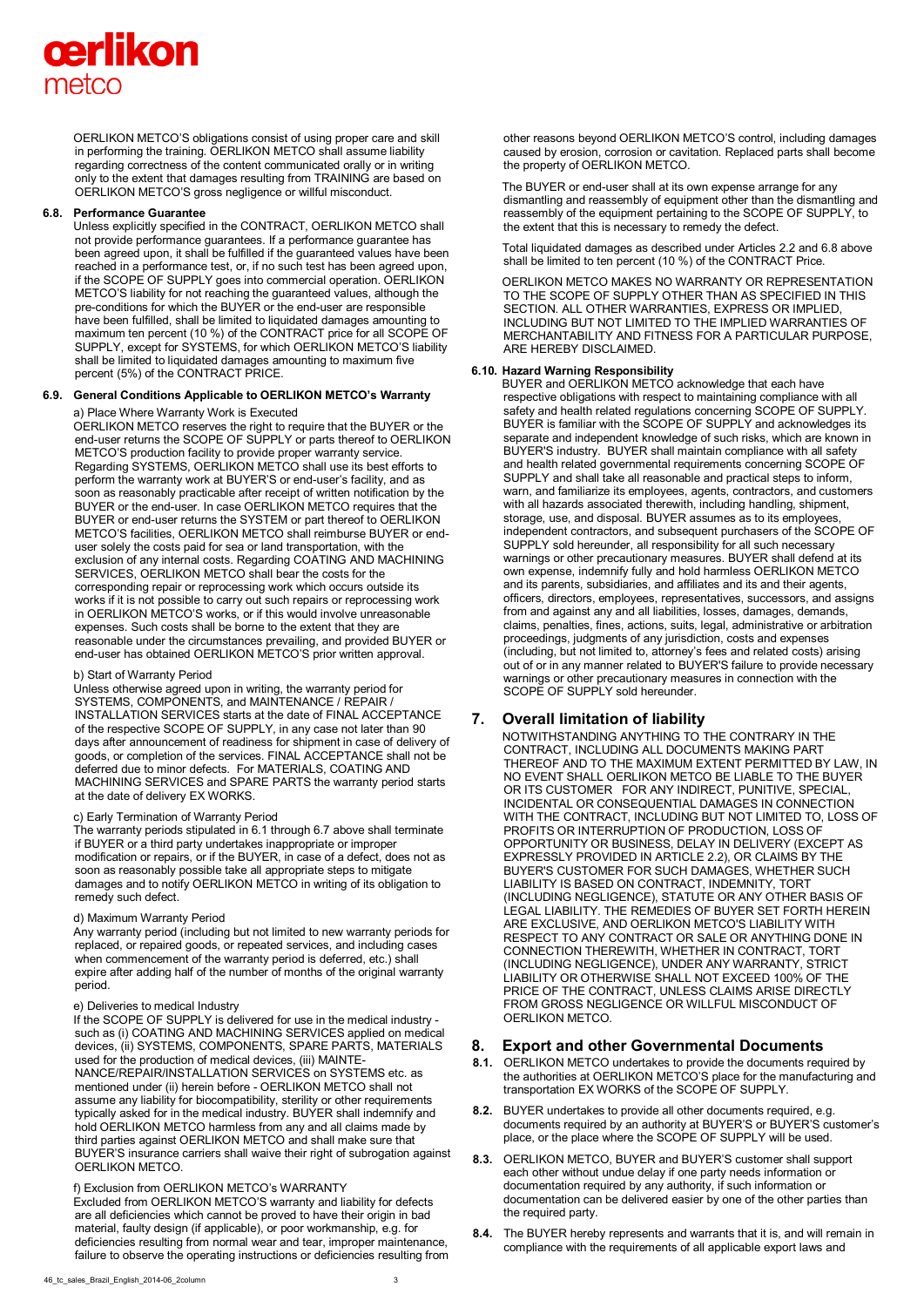OERLIKON METCO'S obligations consist of using proper care and skill in performing the training. OERLIKON METCO shall assume liability regarding correctness of the content communicated orally or in writing only to the extent that damages resulting from TRAINING are based on OERLIKON METCO'S gross negligence or willful misconduct.

### 6.8. Performance Guarantee

Unless explicitly specified in the CONTRACT, OERLIKON METCO shall not provide performance guarantees. If a performance guarantee has been agreed upon, it shall be fulfilled if the guaranteed values have been reached in a performance test, or, if no such test has been agreed upon, if the SCOPE OF SUPPLY goes into commercial operation. OERLIKON METCO'S liability for not reaching the guaranteed values, although the pre-conditions for which the BUYER or the end-user are responsible have been fulfilled, shall be limited to liquidated damages amounting to maximum ten percent (10 %) of the CONTRACT price for all SCOPE OF SUPPLY, except for SYSTEMS, for which OERLIKON METCO'S liability shall be limited to liquidated damages amounting to maximum five percent (5%) of the CONTRACT PRICE.

### 6.9. General Conditions Applicable to OERLIKON METCO's Warranty

a) Place Where Warranty Work is Executed

OERLIKON METCO reserves the right to require that the BUYER or the end-user returns the SCOPE OF SUPPLY or parts thereof to OERLIKON METCO'S production facility to provide proper warranty service. Regarding SYSTEMS, OERLIKON METCO shall use its best efforts to perform the warranty work at BUYER'S or end-user's facility, and as soon as reasonably practicable after receipt of written notification by the BUYER or the end-user. In case OERLIKON METCO requires that the BUYER or end-user returns the SYSTEM or part thereof to OERLIKON METCO'S facilities, OERLIKON METCO shall reimburse BUYER or end-user solely the costs paid for sea or land transportation, with the exclusion of any internal costs. Regarding COATING AND MACHINING SERVICES, OERLIKON METCO shall bear the costs for the corresponding repair or reprocessing work which occurs outside its works if it is not possible to carry out such repairs or reprocessing work in OERLIKON METCO'S works, or if this would involve unreasonable expenses. Such costs shall be borne to the extent that they are reasonable under the circumstances prevailing, and provided BUYER or end-user has obtained OERLIKON METCO'S prior written approval.

b) Start of Warranty Period

Unless otherwise agreed upon in writing, the warranty period for SYSTEMS, COMPONENTS, and MAINTENANCE / REPAIR / INSTALLATION SERVICES starts at the date of FINAL ACCEPTANCE of the respective SCOPE OF SUPPLY, in any case not later than 90 days after announcement of readiness for shipment in case of delivery of goods, or completion of the services. FINAL ACCEPTANCE shall not be deferred due to minor defects. For MATERIALS, COATING AND MACHINING SERVICES and SPARE PARTS the warranty period starts at the date of delivery EX WORKS.

c) Early Termination of Warranty Period

The warranty periods stipulated in 6.1 through 6.7 above shall terminate if BUYER or a third party undertakes inappropriate or improper modification or repairs, or if the BUYER, in case of a defect, does not as soon as reasonably possible take all appropriate steps to mitigate damages and to notify OERLIKON METCO in writing of its obligation to remedy such defect.

d) Maximum Warranty Period

Any warranty period (including but not limited to new warranty periods for replaced, or repaired goods, or repeated services, and including cases when commencement of the warranty period is deferred, etc.) shall expire after adding half of the number of months of the original warranty period.

e) Deliveries to medical Industry

If the SCOPE OF SUPPLY is delivered for use in the medical industry - such as (i) COATING AND MACHINING SERVICES applied on medical devices, (ii) SYSTEMS, COMPONENTS, SPARE PARTS, MATERIALS used for the production of medical devices, (iii) MAINTENANCE/REPAIR/INSTALLATION SERVICES on SYSTEMS etc. as mentioned under (ii) herein before - OERLIKON METCO shall not assume any liability for biocompatibility, sterility or other requirements typically asked for in the medical industry. BUYER shall indemnify and hold OERLIKON METCO harmless from any and all claims made by third parties against OERLIKON METCO and shall make sure that BUYER'S insurance carriers shall waive their right of subrogation against OERLIKON METCO.

f) Exclusion from OERLIKON METCO's WARRANTY

Excluded from OERLIKON METCO'S warranty and liability for defects are all deficiencies which cannot be proved to have their origin in bad material, faulty design (if applicable), or poor workmanship, e.g. for deficiencies resulting from normal wear and tear, improper maintenance, failure to observe the operating instructions or deficiencies resulting from other reasons beyond OERLIKON METCO'S control, including damages caused by erosion, corrosion or cavitation. Replaced parts shall become the property of OERLIKON METCO.

The BUYER or end-user shall at its own expense arrange for any dismantling and reassembly of equipment other than the dismantling and reassembly of the equipment pertaining to the SCOPE OF SUPPLY, to the extent that this is necessary to remedy the defect.

Total liquidated damages as described under Articles 2.2 and 6.8 above shall be limited to ten percent (10 %) of the CONTRACT Price.

OERLIKON METCO MAKES NO WARRANTY OR REPRESENTATION TO THE SCOPE OF SUPPLY OTHER THAN AS SPECIFIED IN THIS SECTION. ALL OTHER WARRANTIES, EXPRESS OR IMPLIED, INCLUDING BUT NOT LIMITED TO THE IMPLIED WARRANTIES OF MERCHANTABILITY AND FITNESS FOR A PARTICULAR PURPOSE, ARE HEREBY DISCLAIMED.

### 6.10. Hazard Warning Responsibility

BUYER and OERLIKON METCO acknowledge that each have respective obligations with respect to maintaining compliance with all safety and health related regulations concerning SCOPE OF SUPPLY. BUYER is familiar with the SCOPE OF SUPPLY and acknowledges its separate and independent knowledge of such risks, which are known in BUYER'S industry. BUYER shall maintain compliance with all safety and health related governmental requirements concerning SCOPE OF SUPPLY and shall take all reasonable and practical steps to inform, warn, and familiarize its employees, agents, contractors, and customers with all hazards associated therewith, including handling, shipment, storage, use, and disposal. BUYER assumes as to its employees, independent contractors, and subsequent purchasers of the SCOPE OF SUPPLY sold hereunder, all responsibility for all such necessary warnings or other precautionary measures. BUYER shall defend at its own expense, indemnify fully and hold harmless OERLIKON METCO and its parents, subsidiaries, and affiliates and its and their agents, officers, directors, employees, representatives, successors, and assigns from and against any and all liabilities, losses, damages, demands, claims, penalties, fines, actions, suits, legal, administrative or arbitration proceedings, judgments of any jurisdiction, costs and expenses (including, but not limited to, attorney's fees and related costs) arising out of or in any manner related to BUYER'S failure to provide necessary warnings or other precautionary measures in connection with the SCOPE OF SUPPLY sold hereunder.

## 7. Overall limitation of liability

NOTWITHSTANDING ANYTHING TO THE CONTRARY IN THE CONTRACT, INCLUDING ALL DOCUMENTS MAKING PART THEREOF AND TO THE MAXIMUM EXTENT PERMITTED BY LAW, IN NO EVENT SHALL OERLIKON METCO BE LIABLE TO THE BUYER OR ITS CUSTOMER FOR ANY INDIRECT, PUNITIVE, SPECIAL, INCIDENTAL OR CONSEQUENTIAL DAMAGES IN CONNECTION WITH THE CONTRACT, INCLUDING BUT NOT LIMITED TO, LOSS OF PROFITS OR INTERRUPTION OF PRODUCTION, LOSS OF OPPORTUNITY OR BUSINESS, DELAY IN DELIVERY (EXCEPT AS EXPRESSLY PROVIDED IN ARTICLE 2.2), OR CLAIMS BY THE BUYER'S CUSTOMER FOR SUCH DAMAGES, WHETHER SUCH LIABILITY IS BASED ON CONTRACT, INDEMNITY, TORT (INCLUDING NEGLIGENCE), STATUTE OR ANY OTHER BASIS OF LEGAL LIABILITY. THE REMEDIES OF BUYER SET FORTH HEREIN ARE EXCLUSIVE, AND OERLIKON METCO'S LIABILITY WITH RESPECT TO ANY CONTRACT OR SALE OR ANYTHING DONE IN CONNECTION THEREWITH, WHETHER IN CONTRACT, TORT (INCLUDING NEGLIGENCE), UNDER ANY WARRANTY, STRICT LIABILITY OR OTHERWISE SHALL NOT EXCEED 100% OF THE PRICE OF THE CONTRACT, UNLESS CLAIMS ARISE DIRECTLY FROM GROSS NEGLIGENCE OR WILLFUL MISCONDUCT OF OERLIKON METCO.

## 8. Export and other Governmental Documents

**8.1.** OERLIKON METCO undertakes to provide the documents required by the authorities at OERLIKON METCO'S place for the manufacturing and transportation EX WORKS of the SCOPE OF SUPPLY.

**8.2.** BUYER undertakes to provide all other documents required, e.g. documents required by an authority at BUYER'S or BUYER'S customer's place, or the place where the SCOPE OF SUPPLY will be used.

**8.3.** OERLIKON METCO, BUYER and BUYER'S customer shall support each other without undue delay if one party needs information or documentation required by any authority, if such information or documentation can be delivered easier by one of the other parties than the required party.

**8.4.** The BUYER hereby represents and warrants that it is, and will remain in compliance with the requirements of all applicable export laws and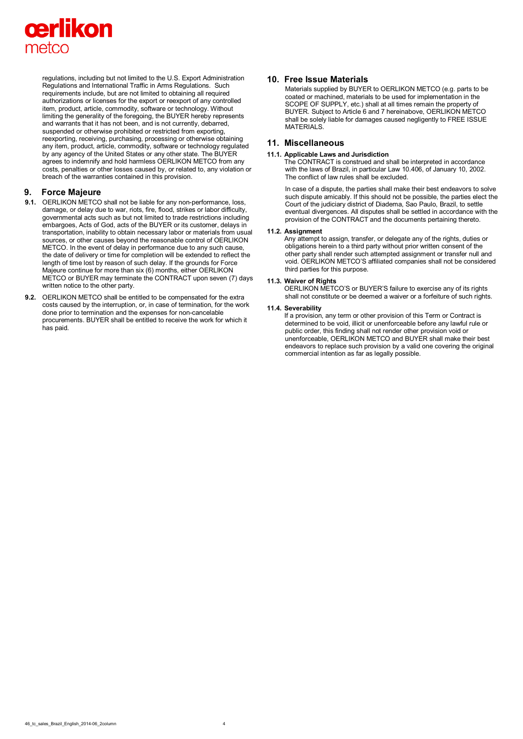regulations, including but not limited to the U.S. Export Administration Regulations and International Traffic in Arms Regulations. Such requirements include, but are not limited to obtaining all required authorizations or licenses for the export or reexport of any controlled item, product, article, commodity, software or technology. Without limiting the generality of the foregoing, the BUYER hereby represents and warrants that it has not been, and is not currently, debarred, suspended or otherwise prohibited or restricted from exporting, reexporting, receiving, purchasing, processing or otherwise obtaining any item, product, article, commodity, software or technology regulated by any agency of the United States or any other state. The BUYER agrees to indemnify and hold harmless OERLIKON METCO from any costs, penalties or other losses caused by, or related to, any violation or breach of the warranties contained in this provision.

## 9. Force Majeure

**9.1.** OERLIKON METCO shall not be liable for any non-performance, loss, damage, or delay due to war, riots, fire, flood, strikes or labor difficulty, governmental acts such as but not limited to trade restrictions including embargoes, Acts of God, acts of the BUYER or its customer, delays in transportation, inability to obtain necessary labor or materials from usual sources, or other causes beyond the reasonable control of OERLIKON METCO. In the event of delay in performance due to any such cause, the date of delivery or time for completion will be extended to reflect the length of time lost by reason of such delay. If the grounds for Force Majeure continue for more than six (6) months, either OERLIKON METCO or BUYER may terminate the CONTRACT upon seven (7) days written notice to the other party.

**9.2.** OERLIKON METCO shall be entitled to be compensated for the extra costs caused by the interruption, or, in case of termination, for the work done prior to termination and the expenses for non-cancelable procurements. BUYER shall be entitled to receive the work for which it has paid.

## 10. Free Issue Materials

Materials supplied by BUYER to OERLIKON METCO (e.g. parts to be coated or machined, materials to be used for implementation in the SCOPE OF SUPPLY, etc.) shall at all times remain the property of BUYER. Subject to Article 6 and 7 hereinabove, OERLIKON METCO shall be solely liable for damages caused negligently to FREE ISSUE MATERIALS.

## 11. Miscellaneous

**11.1. Applicable Laws and Jurisdiction**

The CONTRACT is construed and shall be interpreted in accordance with the laws of Brazil, in particular Law 10.406, of January 10, 2002. The conflict of law rules shall be excluded.

In case of a dispute, the parties shall make their best endeavors to solve such dispute amicably. If this should not be possible, the parties elect the Court of the judiciary district of Diadema, Sao Paulo, Brazil, to settle eventual divergences. All disputes shall be settled in accordance with the provision of the CONTRACT and the documents pertaining thereto.

**11.2. Assignment**

Any attempt to assign, transfer, or delegate any of the rights, duties or obligations herein to a third party without prior written consent of the other party shall render such attempted assignment or transfer null and void. OERLIKON METCO'S affiliated companies shall not be considered third parties for this purpose.

**11.3. Waiver of Rights**

OERLIKON METCO'S or BUYER'S failure to exercise any of its rights shall not constitute or be deemed a waiver or a forfeiture of such rights.

**11.4. Severability**

If a provision, any term or other provision of this Term or Contract is determined to be void, illicit or unenforceable before any lawful rule or public order, this finding shall not render other provision void or unenforceable, OERLIKON METCO and BUYER shall make their best endeavors to replace such provision by a valid one covering the original commercial intention as far as legally possible.